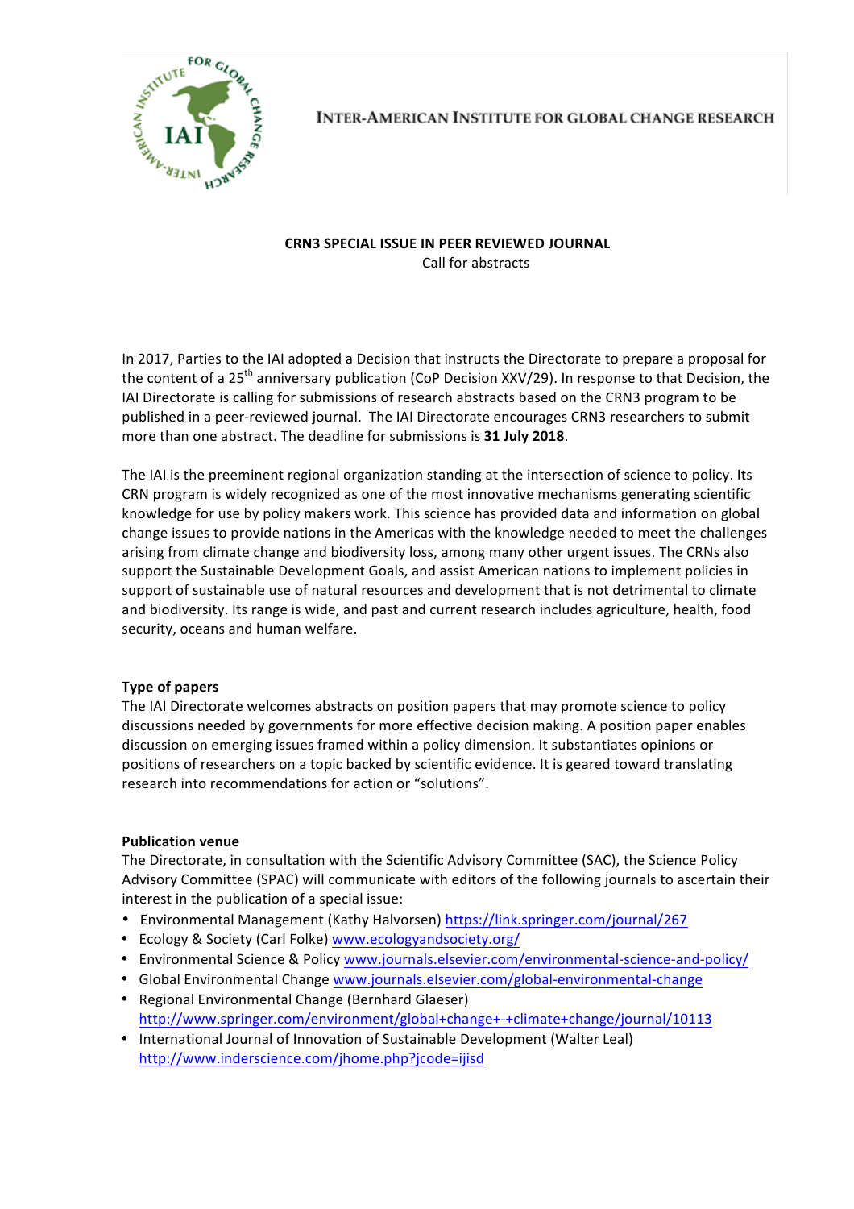INTER-AMERICAN INSTITUTE FOR GLOBAL CHANGE RESEARCH

**CRN3 SPECIAL ISSUE IN PEER REVIEWED JOURNAL**

Call for abstracts

In 2017, Parties to the IAI adopted a Decision that instructs the Directorate to prepare a proposal for the content of a 25th anniversary publication (CoP Decision XXV/29). In response to that Decision, the IAI Directorate is calling for submissions of research abstracts based on the CRN3 program to be published in a peer-reviewed journal. The IAI Directorate encourages CRN3 researchers to submit more than one abstract. The deadline for submissions is **31 July 2018**.

The IAI is the preeminent regional organization standing at the intersection of science to policy. Its CRN program is widely recognized as one of the most innovative mechanisms generating scientific knowledge for use by policy makers work. This science has provided data and information on global change issues to provide nations in the Americas with the knowledge needed to meet the challenges arising from climate change and biodiversity loss, among many other urgent issues. The CRNs also support the Sustainable Development Goals, and assist American nations to implement policies in support of sustainable use of natural resources and development that is not detrimental to climate and biodiversity. Its range is wide, and past and current research includes agriculture, health, food security, oceans and human welfare.

**Type of papers**

The IAI Directorate welcomes abstracts on position papers that may promote science to policy discussions needed by governments for more effective decision making. A position paper enables discussion on emerging issues framed within a policy dimension. It substantiates opinions or positions of researchers on a topic backed by scientific evidence. It is geared toward translating research into recommendations for action or "solutions".

**Publication venue**

The Directorate, in consultation with the Scientific Advisory Committee (SAC), the Science Policy Advisory Committee (SPAC) will communicate with editors of the following journals to ascertain their interest in the publication of a special issue:

- Environmental Management (Kathy Halvorsen) https://link.springer.com/journal/267
- Ecology & Society (Carl Folke) www.ecologyandsociety.org/
- Environmental Science & Policy www.journals.elsevier.com/environmental-science-and-policy/
- Global Environmental Change www.journals.elsevier.com/global-environmental-change
- Regional Environmental Change (Bernhard Glaeser) http://www.springer.com/environment/global+change+-+climate+change/journal/10113
- International Journal of Innovation of Sustainable Development (Walter Leal) http://www.inderscience.com/jhome.php?jcode=ijisd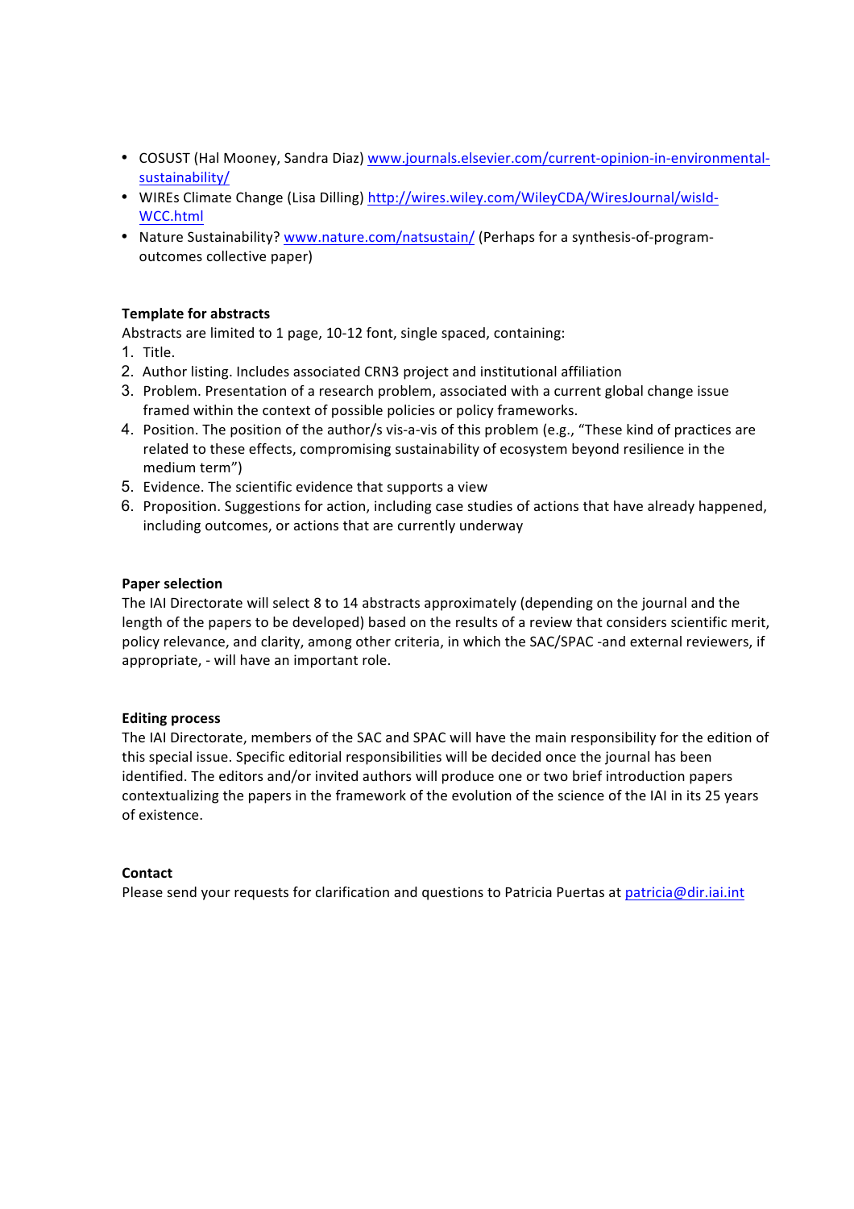- COSUST (Hal Mooney, Sandra Diaz) [www.journals.elsevier.com/current-opinion-in-environmental-sustainability/](www.journals.elsevier.com/current-opinion-in-environmental-sustainability/)
- WIREs Climate Change (Lisa Dilling) [http://wires.wiley.com/WileyCDA/WiresJournal/wisId-WCC.html](http://wires.wiley.com/WileyCDA/WiresJournal/wisId-WCC.html)
- Nature Sustainability? [www.nature.com/natsustain/](www.nature.com/natsustain/) (Perhaps for a synthesis-of-program-outcomes collective paper)

**Template for abstracts**

Abstracts are limited to 1 page, 10-12 font, single spaced, containing:

1. Title.
2. Author listing. Includes associated CRN3 project and institutional affiliation
3. Problem. Presentation of a research problem, associated with a current global change issue framed within the context of possible policies or policy frameworks.
4. Position. The position of the author/s vis-a-vis of this problem (e.g., "These kind of practices are related to these effects, compromising sustainability of ecosystem beyond resilience in the medium term")
5. Evidence. The scientific evidence that supports a view
6. Proposition. Suggestions for action, including case studies of actions that have already happened, including outcomes, or actions that are currently underway

**Paper selection**

The IAI Directorate will select 8 to 14 abstracts approximately (depending on the journal and the length of the papers to be developed) based on the results of a review that considers scientific merit, policy relevance, and clarity, among other criteria, in which the SAC/SPAC -and external reviewers, if appropriate, - will have an important role.

**Editing process**

The IAI Directorate, members of the SAC and SPAC will have the main responsibility for the edition of this special issue. Specific editorial responsibilities will be decided once the journal has been identified. The editors and/or invited authors will produce one or two brief introduction papers contextualizing the papers in the framework of the evolution of the science of the IAI in its 25 years of existence.

**Contact**

Please send your requests for clarification and questions to Patricia Puertas at [patricia@dir.iai.int](mailto:patricia@dir.iai.int)